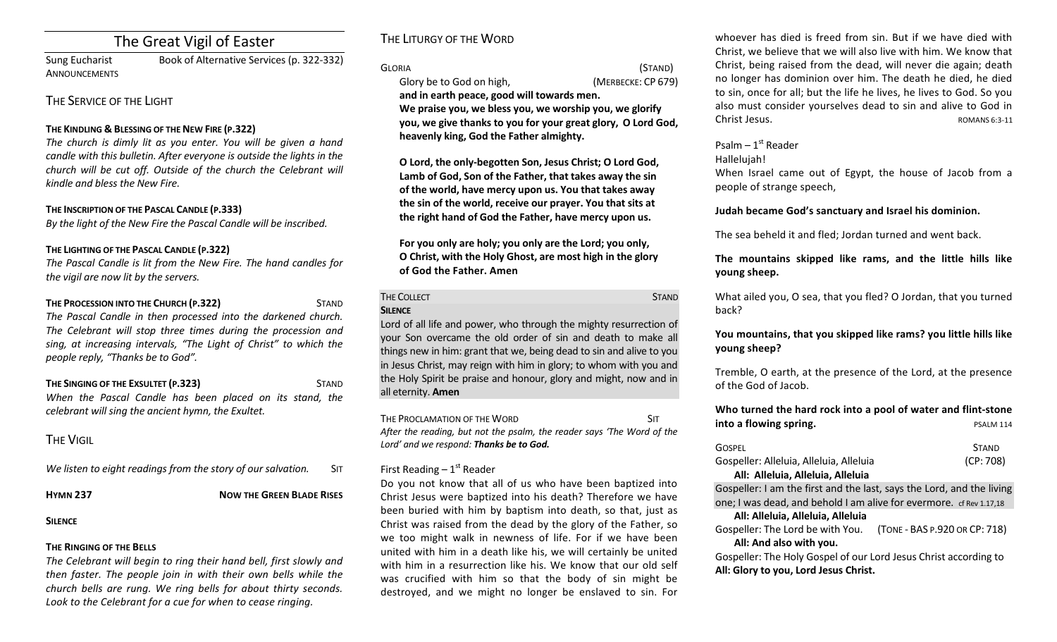# The Great Vigil of Easter

Sung Eucharist Book of Alternative Services (p. 322-332)

ANNOUNCEMENTS

## THE SERVICE OF THE LIGHT

**THE KINDLING & BLESSING OF THE NEW FIRE (P.322)**

*The church is dimly lit as you enter. You will be given a hand candle with this bulletin. After everyone is outside the lights in the church will be cut off. Outside of the church the Celebrant will kindle and bless the New Fire.*

**THE INSCRIPTION OF THE PASCAL CANDLE (P.333)**

*By the light of the New Fire the Pascal Candle will be inscribed.*

**THE LIGHTING OF THE PASCAL CANDLE (P.322)**

*The Pascal Candle is lit from the New Fire. The hand candles for the vigil are now lit by the servers.*

**THE PROCESSION INTO THE CHURCH (P.322)** STAND

*The Pascal Candle in then processed into the darkened church. The Celebrant will stop three times during the procession and sing, at increasing intervals, "The Light of Christ" to which the people reply, "Thanks be to God".*

**THE SINGING OF THE EXSULTET (P.323)** STAND

*When the Pascal Candle has been placed on its stand, the celebrant will sing the ancient hymn, the Exultet.*

## THE VIGIL

*We listen to eight readings from the story of our salvation.* SIT

**HYMN 237** **NOW THE GREEN BLADE RISES**

**SILENCE**

**THE RINGING OF THE BELLS**

*The Celebrant will begin to ring their hand bell, first slowly and then faster. The people join in with their own bells while the church bells are rung. We ring bells for about thirty seconds. Look to the Celebrant for a cue for when to cease ringing.*

## THE LITURGY OF THE WORD

GLORIA (STAND)

Glory be to God on high, (MERBECKE: CP 679)

**and in earth peace, good will towards men.**
**We praise you, we bless you, we worship you, we glorify you, we give thanks to you for your great glory, O Lord God, heavenly king, God the Father almighty.**

**O Lord, the only-begotten Son, Jesus Christ; O Lord God, Lamb of God, Son of the Father, that takes away the sin of the world, have mercy upon us. You that takes away the sin of the world, receive our prayer. You that sits at the right hand of God the Father, have mercy upon us.**

**For you only are holy; you only are the Lord; you only, O Christ, with the Holy Ghost, are most high in the glory of God the Father. Amen**

THE COLLECT STAND

**SILENCE**

Lord of all life and power, who through the mighty resurrection of your Son overcame the old order of sin and death to make all things new in him: grant that we, being dead to sin and alive to you in Jesus Christ, may reign with him in glory; to whom with you and the Holy Spirit be praise and honour, glory and might, now and in all eternity. **Amen**

THE PROCLAMATION OF THE WORD SIT

*After the reading, but not the psalm, the reader says 'The Word of the Lord' and we respond:* ***Thanks be to God.***

First Reading – 1st Reader

Do you not know that all of us who have been baptized into Christ Jesus were baptized into his death? Therefore we have been buried with him by baptism into death, so that, just as Christ was raised from the dead by the glory of the Father, so we too might walk in newness of life. For if we have been united with him in a death like his, we will certainly be united with him in a resurrection like his. We know that our old self was crucified with him so that the body of sin might be destroyed, and we might no longer be enslaved to sin. For whoever has died is freed from sin. But if we have died with Christ, we believe that we will also live with him. We know that Christ, being raised from the dead, will never die again; death no longer has dominion over him. The death he died, he died to sin, once for all; but the life he lives, he lives to God. So you also must consider yourselves dead to sin and alive to God in Christ Jesus. ROMANS 6:3-11

Psalm – 1st Reader

Hallelujah!

When Israel came out of Egypt, the house of Jacob from a people of strange speech,

**Judah became God's sanctuary and Israel his dominion.**

The sea beheld it and fled; Jordan turned and went back.

**The mountains skipped like rams, and the little hills like young sheep.**

What ailed you, O sea, that you fled? O Jordan, that you turned back?

**You mountains, that you skipped like rams? you little hills like young sheep?**

Tremble, O earth, at the presence of the Lord, at the presence of the God of Jacob.

**Who turned the hard rock into a pool of water and flint-stone into a flowing spring.** PSALM 114

GOSPEL STAND

Gospeller: Alleluia, Alleluia, Alleluia (CP: 708)

**All: Alleluia, Alleluia, Alleluia**

Gospeller: I am the first and the last, says the Lord, and the living one; I was dead, and behold I am alive for evermore. cf Rev 1.17,18

**All: Alleluia, Alleluia, Alleluia**

Gospeller: The Lord be with You. (TONE - BAS P.920 OR CP: 718)

**All: And also with you.**

Gospeller: The Holy Gospel of our Lord Jesus Christ according to

**All: Glory to you, Lord Jesus Christ.**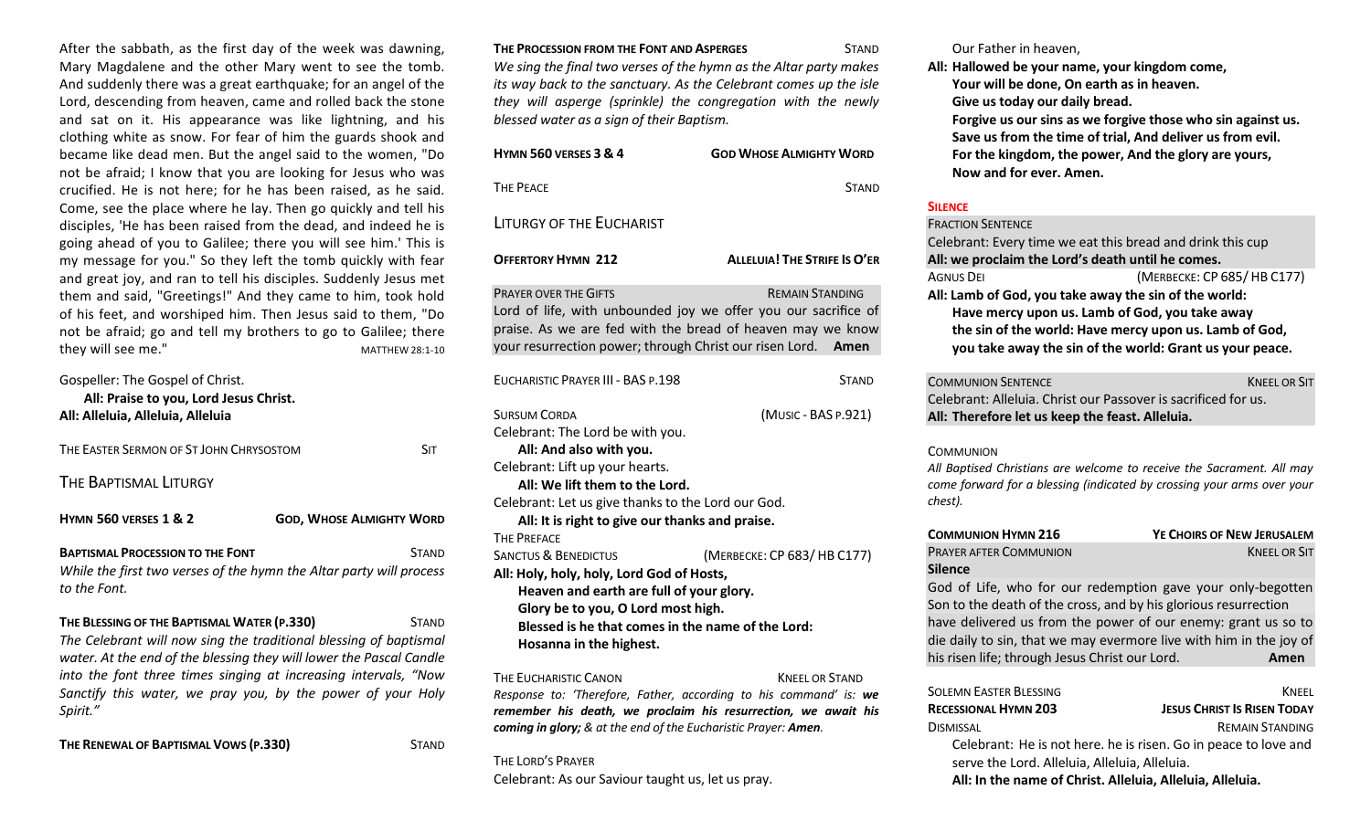After the sabbath, as the first day of the week was dawning, Mary Magdalene and the other Mary went to see the tomb. And suddenly there was a great earthquake; for an angel of the Lord, descending from heaven, came and rolled back the stone and sat on it. His appearance was like lightning, and his clothing white as snow. For fear of him the guards shook and became like dead men. But the angel said to the women, "Do not be afraid; I know that you are looking for Jesus who was crucified. He is not here; for he has been raised, as he said. Come, see the place where he lay. Then go quickly and tell his disciples, 'He has been raised from the dead, and indeed he is going ahead of you to Galilee; there you will see him.' This is my message for you." So they left the tomb quickly with fear and great joy, and ran to tell his disciples. Suddenly Jesus met them and said, "Greetings!" And they came to him, took hold of his feet, and worshiped him. Then Jesus said to them, "Do not be afraid; go and tell my brothers to go to Galilee; there they will see me." MATTHEW 28:1-10

Gospeller: The Gospel of Christ.
**All: Praise to you, Lord Jesus Christ.**
**All: Alleluia, Alleluia, Alleluia**

THE EASTER SERMON OF ST JOHN CHRYSOSTOM — SIT

## THE BAPTISMAL LITURGY

**HYMN 560 VERSES 1 & 2** — **GOD, WHOSE ALMIGHTY WORD**

**BAPTISMAL PROCESSION TO THE FONT** — STAND
*While the first two verses of the hymn the Altar party will process to the Font.*

**THE BLESSING OF THE BAPTISMAL WATER (P.330)** — STAND
*The Celebrant will now sing the traditional blessing of baptismal water. At the end of the blessing they will lower the Pascal Candle into the font three times singing at increasing intervals, "Now Sanctify this water, we pray you, by the power of your Holy Spirit."*

**THE RENEWAL OF BAPTISMAL VOWS (P.330)** — STAND

**THE PROCESSION FROM THE FONT AND ASPERGES** — STAND
*We sing the final two verses of the hymn as the Altar party makes its way back to the sanctuary. As the Celebrant comes up the isle they will asperge (sprinkle) the congregation with the newly blessed water as a sign of their Baptism.*

**HYMN 560 VERSES 3 & 4** — **GOD WHOSE ALMIGHTY WORD**

THE PEACE — STAND

## LITURGY OF THE EUCHARIST

**OFFERTORY HYMN 212** — **ALLELUIA! THE STRIFE IS O'ER**

PRAYER OVER THE GIFTS — REMAIN STANDING
Lord of life, with unbounded joy we offer you our sacrifice of praise. As we are fed with the bread of heaven may we know your resurrection power; through Christ our risen Lord. **Amen**

EUCHARISTIC PRAYER III - BAS P.198 — STAND

SURSUM CORDA — (MUSIC - BAS P.921)
Celebrant: The Lord be with you.
**All: And also with you.**
Celebrant: Lift up your hearts.
**All: We lift them to the Lord.**
Celebrant: Let us give thanks to the Lord our God.
**All: It is right to give our thanks and praise.**

THE PREFACE

SANCTUS & BENEDICTUS — (MERBECKE: CP 683/ HB C177)
**All: Holy, holy, holy, Lord God of Hosts,**
**Heaven and earth are full of your glory.**
**Glory be to you, O Lord most high.**
**Blessed is he that comes in the name of the Lord:**
**Hosanna in the highest.**

THE EUCHARISTIC CANON — KNEEL OR STAND
*Response to: 'Therefore, Father, according to his command' is:* ***we remember his death, we proclaim his resurrection, we await his coming in glory;*** *& at the end of the Eucharistic Prayer:* ***Amen****.*

THE LORD'S PRAYER
Celebrant: As our Saviour taught us, let us pray.

Our Father in heaven,
**All: Hallowed be your name, your kingdom come,**
**Your will be done, On earth as in heaven.**
**Give us today our daily bread.**
**Forgive us our sins as we forgive those who sin against us.**
**Save us from the time of trial, And deliver us from evil.**
**For the kingdom, the power, And the glory are yours,**
**Now and for ever. Amen.**

**SILENCE**

FRACTION SENTENCE
Celebrant: Every time we eat this bread and drink this cup
**All: we proclaim the Lord's death until he comes.**

AGNUS DEI — (MERBECKE: CP 685/ HB C177)
**All: Lamb of God, you take away the sin of the world:**
**Have mercy upon us. Lamb of God, you take away**
**the sin of the world: Have mercy upon us. Lamb of God,**
**you take away the sin of the world: Grant us your peace.**

COMMUNION SENTENCE — KNEEL OR SIT
Celebrant: Alleluia. Christ our Passover is sacrificed for us.
**All: Therefore let us keep the feast. Alleluia.**

COMMUNION
*All Baptised Christians are welcome to receive the Sacrament. All may come forward for a blessing (indicated by crossing your arms over your chest).*

**COMMUNION HYMN 216** — **YE CHOIRS OF NEW JERUSALEM**

PRAYER AFTER COMMUNION — KNEEL OR SIT
**Silence**
God of Life, who for our redemption gave your only-begotten Son to the death of the cross, and by his glorious resurrection have delivered us from the power of our enemy: grant us so to die daily to sin, that we may evermore live with him in the joy of his risen life; through Jesus Christ our Lord. **Amen**

SOLEMN EASTER BLESSING — KNEEL

**RECESSIONAL HYMN 203** — **JESUS CHRIST IS RISEN TODAY**

DISMISSAL — REMAIN STANDING
Celebrant: He is not here. he is risen. Go in peace to love and serve the Lord. Alleluia, Alleluia, Alleluia.
**All: In the name of Christ. Alleluia, Alleluia, Alleluia.**